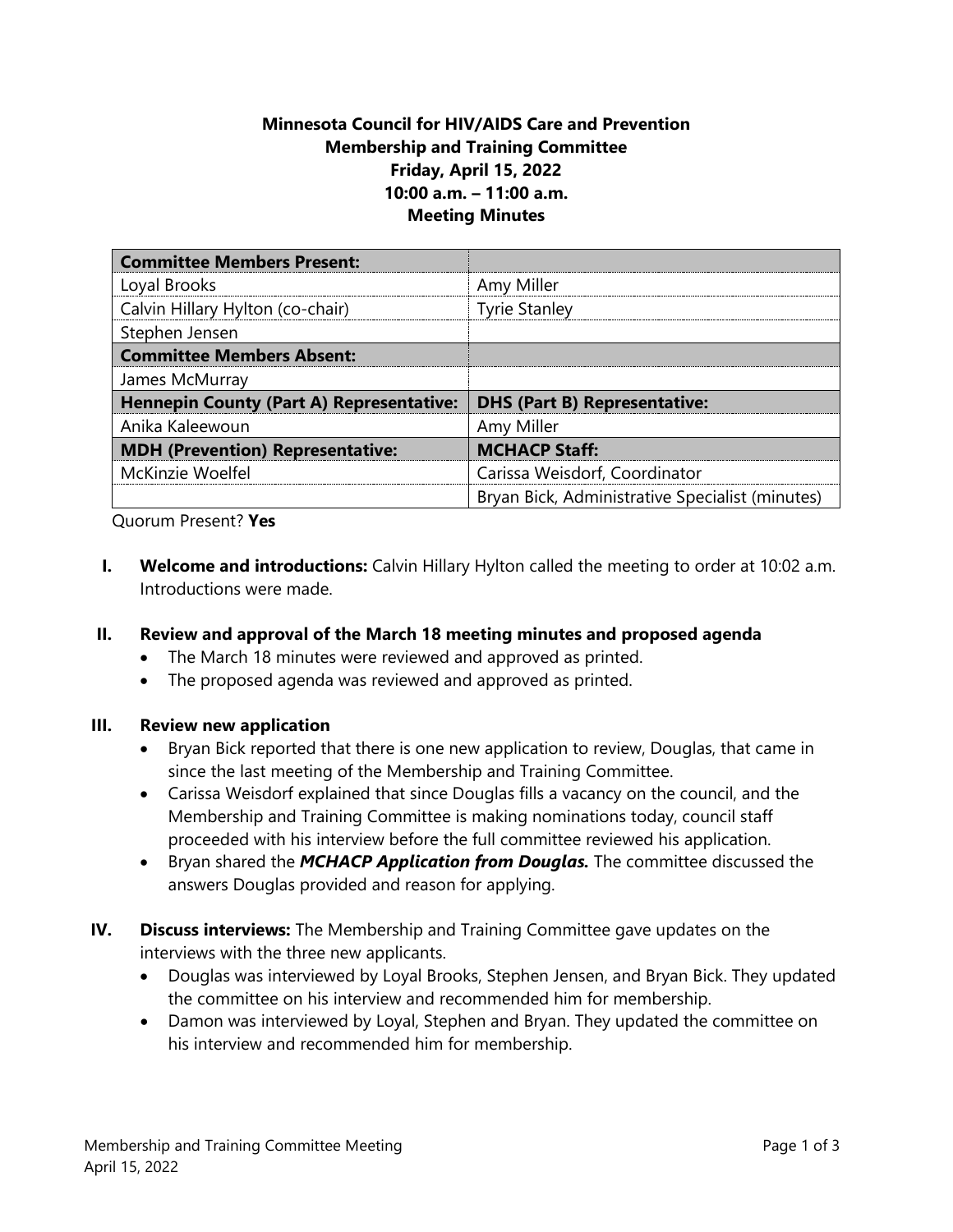**Minnesota Council for HIV/AIDS Care and Prevention**
**Membership and Training Committee**
**Friday, April 15, 2022**
**10:00 a.m. – 11:00 a.m.**
**Meeting Minutes**

| **Committee Members Present:** | |
|---|---|
| Loyal Brooks | Amy Miller |
| Calvin Hillary Hylton (co-chair) | Tyrie Stanley |
| Stephen Jensen | |
| **Committee Members Absent:** | |
| James McMurray | |
| **Hennepin County (Part A) Representative:** | **DHS (Part B) Representative:** |
| Anika Kaleewoun | Amy Miller |
| **MDH (Prevention) Representative:** | **MCHACP Staff:** |
| McKinzie Woelfel | Carissa Weisdorf, Coordinator |
| | Bryan Bick, Administrative Specialist (minutes) |

Quorum Present? **Yes**

I. **Welcome and introductions:** Calvin Hillary Hylton called the meeting to order at 10:02 a.m. Introductions were made.

II. **Review and approval of the March 18 meeting minutes and proposed agenda**
   - The March 18 minutes were reviewed and approved as printed.
   - The proposed agenda was reviewed and approved as printed.

III. **Review new application**
   - Bryan Bick reported that there is one new application to review, Douglas, that came in since the last meeting of the Membership and Training Committee.
   - Carissa Weisdorf explained that since Douglas fills a vacancy on the council, and the Membership and Training Committee is making nominations today, council staff proceeded with his interview before the full committee reviewed his application.
   - Bryan shared the ***MCHACP Application from Douglas.*** The committee discussed the answers Douglas provided and reason for applying.

IV. **Discuss interviews:** The Membership and Training Committee gave updates on the interviews with the three new applicants.
   - Douglas was interviewed by Loyal Brooks, Stephen Jensen, and Bryan Bick. They updated the committee on his interview and recommended him for membership.
   - Damon was interviewed by Loyal, Stephen and Bryan. They updated the committee on his interview and recommended him for membership.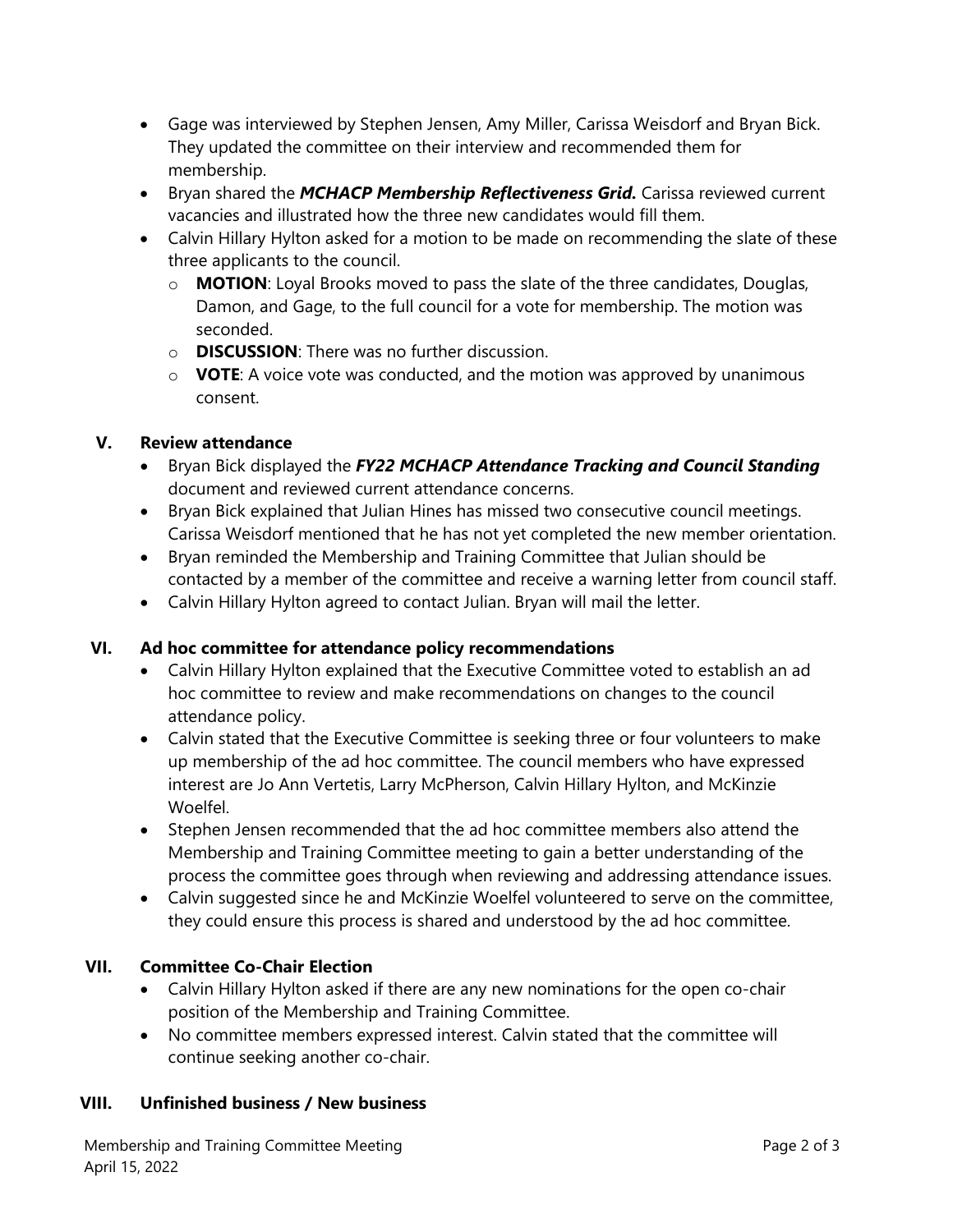- Gage was interviewed by Stephen Jensen, Amy Miller, Carissa Weisdorf and Bryan Bick. They updated the committee on their interview and recommended them for membership.
- Bryan shared the ***MCHACP Membership Reflectiveness Grid.*** Carissa reviewed current vacancies and illustrated how the three new candidates would fill them.
- Calvin Hillary Hylton asked for a motion to be made on recommending the slate of these three applicants to the council.
  - **MOTION**: Loyal Brooks moved to pass the slate of the three candidates, Douglas, Damon, and Gage, to the full council for a vote for membership. The motion was seconded.
  - **DISCUSSION**: There was no further discussion.
  - **VOTE**: A voice vote was conducted, and the motion was approved by unanimous consent.

## V. Review attendance

- Bryan Bick displayed the ***FY22 MCHACP Attendance Tracking and Council Standing*** document and reviewed current attendance concerns.
- Bryan Bick explained that Julian Hines has missed two consecutive council meetings. Carissa Weisdorf mentioned that he has not yet completed the new member orientation.
- Bryan reminded the Membership and Training Committee that Julian should be contacted by a member of the committee and receive a warning letter from council staff.
- Calvin Hillary Hylton agreed to contact Julian. Bryan will mail the letter.

## VI. Ad hoc committee for attendance policy recommendations

- Calvin Hillary Hylton explained that the Executive Committee voted to establish an ad hoc committee to review and make recommendations on changes to the council attendance policy.
- Calvin stated that the Executive Committee is seeking three or four volunteers to make up membership of the ad hoc committee. The council members who have expressed interest are Jo Ann Vertetis, Larry McPherson, Calvin Hillary Hylton, and McKinzie Woelfel.
- Stephen Jensen recommended that the ad hoc committee members also attend the Membership and Training Committee meeting to gain a better understanding of the process the committee goes through when reviewing and addressing attendance issues.
- Calvin suggested since he and McKinzie Woelfel volunteered to serve on the committee, they could ensure this process is shared and understood by the ad hoc committee.

## VII. Committee Co-Chair Election

- Calvin Hillary Hylton asked if there are any new nominations for the open co-chair position of the Membership and Training Committee.
- No committee members expressed interest. Calvin stated that the committee will continue seeking another co-chair.

## VIII. Unfinished business / New business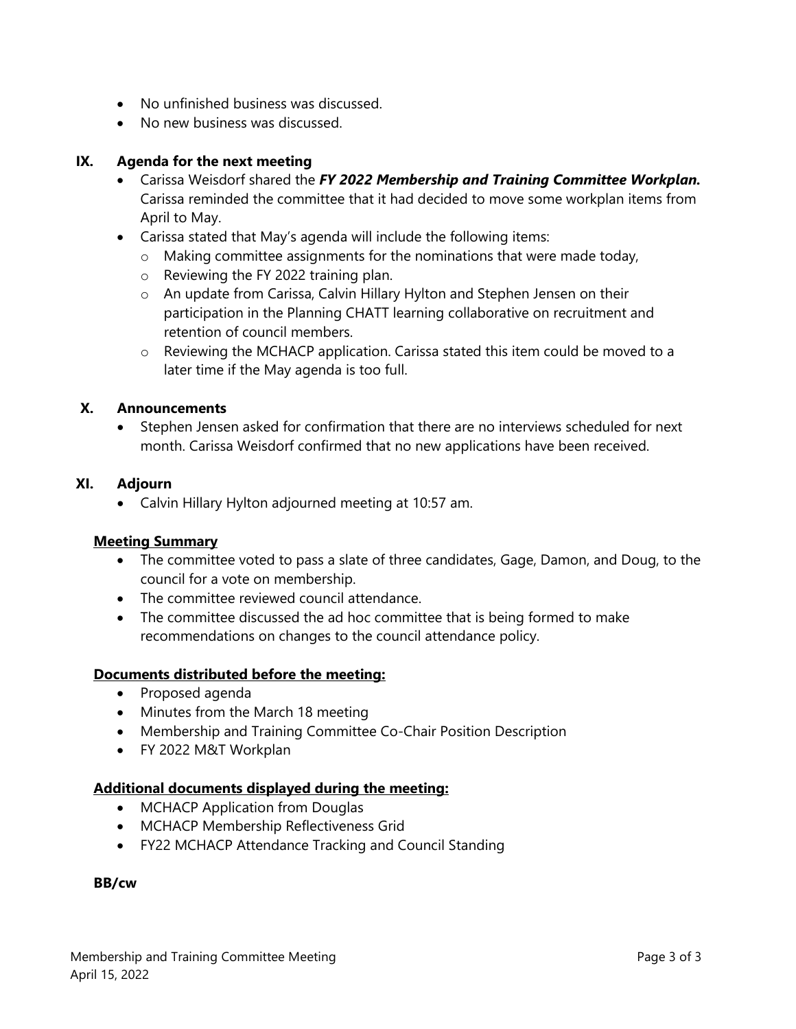- No unfinished business was discussed.
- No new business was discussed.

## IX. Agenda for the next meeting

- Carissa Weisdorf shared the ***FY 2022 Membership and Training Committee Workplan.*** Carissa reminded the committee that it had decided to move some workplan items from April to May.
- Carissa stated that May's agenda will include the following items:
  - Making committee assignments for the nominations that were made today,
  - Reviewing the FY 2022 training plan.
  - An update from Carissa, Calvin Hillary Hylton and Stephen Jensen on their participation in the Planning CHATT learning collaborative on recruitment and retention of council members.
  - Reviewing the MCHACP application. Carissa stated this item could be moved to a later time if the May agenda is too full.

## X. Announcements

- Stephen Jensen asked for confirmation that there are no interviews scheduled for next month. Carissa Weisdorf confirmed that no new applications have been received.

## XI. Adjourn

- Calvin Hillary Hylton adjourned meeting at 10:57 am.

**<u>Meeting Summary</u>**

- The committee voted to pass a slate of three candidates, Gage, Damon, and Doug, to the council for a vote on membership.
- The committee reviewed council attendance.
- The committee discussed the ad hoc committee that is being formed to make recommendations on changes to the council attendance policy.

**<u>Documents distributed before the meeting:</u>**

- Proposed agenda
- Minutes from the March 18 meeting
- Membership and Training Committee Co-Chair Position Description
- FY 2022 M&T Workplan

**<u>Additional documents displayed during the meeting:</u>**

- MCHACP Application from Douglas
- MCHACP Membership Reflectiveness Grid
- FY22 MCHACP Attendance Tracking and Council Standing

**BB/cw**